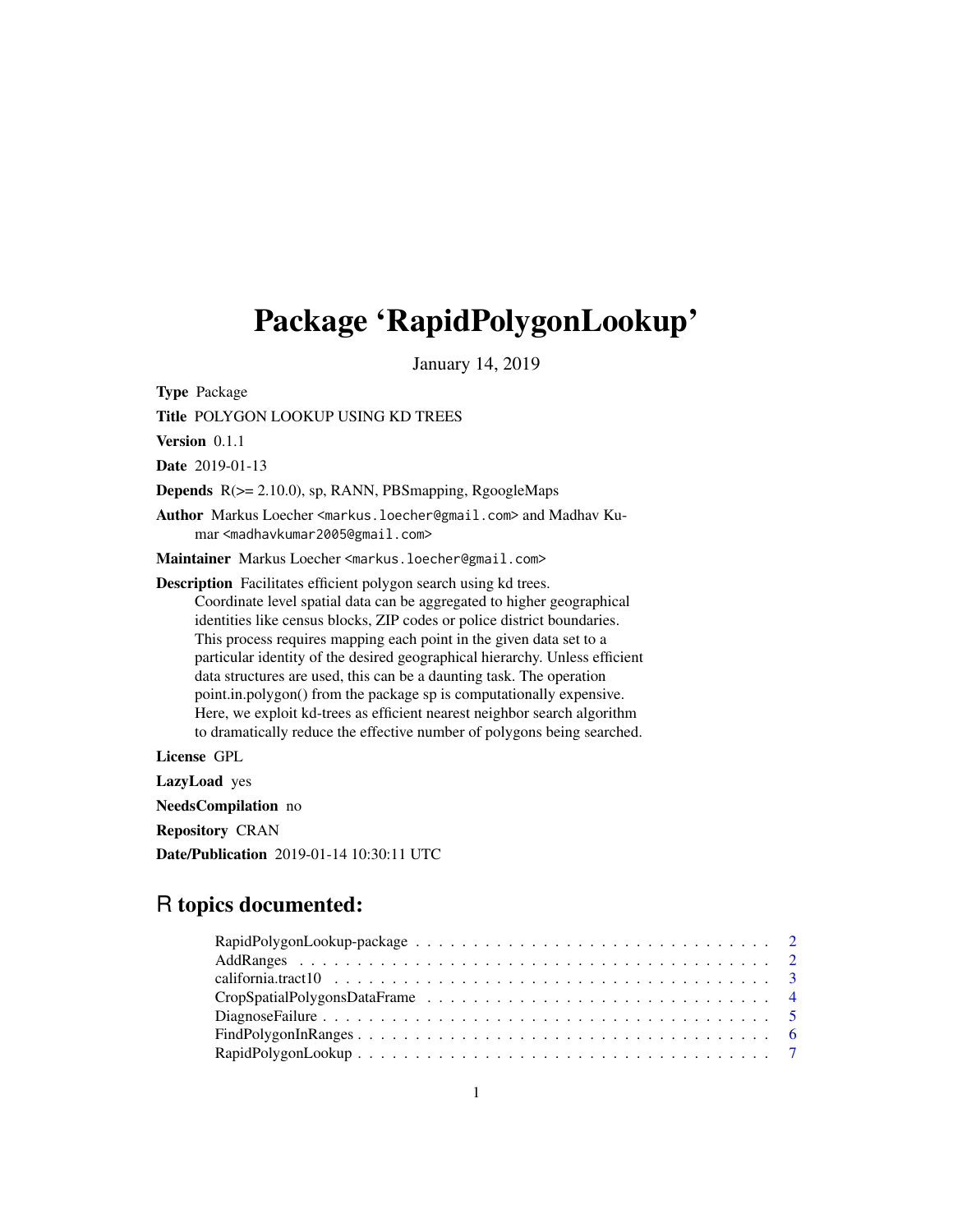# Package 'RapidPolygonLookup'

January 14, 2019

**Type** Package

**Title** POLYGON LOOKUP USING KD TREES

**Version** 0.1.1

**Date** 2019-01-13

**Depends** R(>= 2.10.0), sp, RANN, PBSmapping, RgoogleMaps

**Author** Markus Loecher <markus.loecher@gmail.com> and Madhav Kumar <madhavkumar2005@gmail.com>

**Maintainer** Markus Loecher <markus.loecher@gmail.com>

**Description** Facilitates efficient polygon search using kd trees. Coordinate level spatial data can be aggregated to higher geographical identities like census blocks, ZIP codes or police district boundaries. This process requires mapping each point in the given data set to a particular identity of the desired geographical hierarchy. Unless efficient data structures are used, this can be a daunting task. The operation point.in.polygon() from the package sp is computationally expensive. Here, we exploit kd-trees as efficient nearest neighbor search algorithm to dramatically reduce the effective number of polygons being searched.

**License** GPL

**LazyLoad** yes

**NeedsCompilation** no

**Repository** CRAN

**Date/Publication** 2019-01-14 10:30:11 UTC

## R topics documented:

- RapidPolygonLookup-package . . . . . . . . . . . . . . . . . . . . . . . . . . . . . . 2
- AddRanges . . . . . . . . . . . . . . . . . . . . . . . . . . . . . . . . . . . . . . . . 2
- california.tract10 . . . . . . . . . . . . . . . . . . . . . . . . . . . . . . . . . . . . 3
- CropSpatialPolygonsDataFrame . . . . . . . . . . . . . . . . . . . . . . . . . . . . 4
- DiagnoseFailure . . . . . . . . . . . . . . . . . . . . . . . . . . . . . . . . . . . . . 5
- FindPolygonInRanges . . . . . . . . . . . . . . . . . . . . . . . . . . . . . . . . . . 6
- RapidPolygonLookup . . . . . . . . . . . . . . . . . . . . . . . . . . . . . . . . . . 7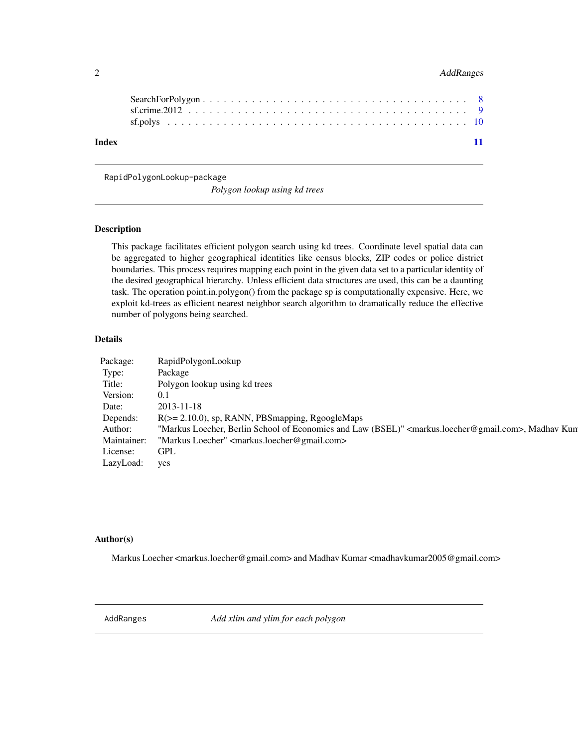SearchForPolygon . . . . . . . . . . . . . . . . . . . . . . . . . . . . . . . . . . . 8
sf.crime.2012 . . . . . . . . . . . . . . . . . . . . . . . . . . . . . . . . . . . . 9
sf.polys . . . . . . . . . . . . . . . . . . . . . . . . . . . . . . . . . . . . . . . 10

**Index** **11**

---

`RapidPolygonLookup-package`
*Polygon lookup using kd trees*

---

### Description

This package facilitates efficient polygon search using kd trees. Coordinate level spatial data can be aggregated to higher geographical identities like census blocks, ZIP codes or police district boundaries. This process requires mapping each point in the given data set to a particular identity of the desired geographical hierarchy. Unless efficient data structures are used, this can be a daunting task. The operation point.in.polygon() from the package sp is computationally expensive. Here, we exploit kd-trees as efficient nearest neighbor search algorithm to dramatically reduce the effective number of polygons being searched.

### Details

| | |
|---|---|
| Package: | RapidPolygonLookup |
| Type: | Package |
| Title: | Polygon lookup using kd trees |
| Version: | 0.1 |
| Date: | 2013-11-18 |
| Depends: | R(>= 2.10.0), sp, RANN, PBSmapping, RgoogleMaps |
| Author: | "Markus Loecher, Berlin School of Economics and Law (BSEL)" <markus.loecher@gmail.com>, Madhav Kun |
| Maintainer: | "Markus Loecher" <markus.loecher@gmail.com> |
| License: | GPL |
| LazyLoad: | yes |

### Author(s)

Markus Loecher <markus.loecher@gmail.com> and Madhav Kumar <madhavkumar2005@gmail.com>

---

`AddRanges` *Add xlim and ylim for each polygon*

---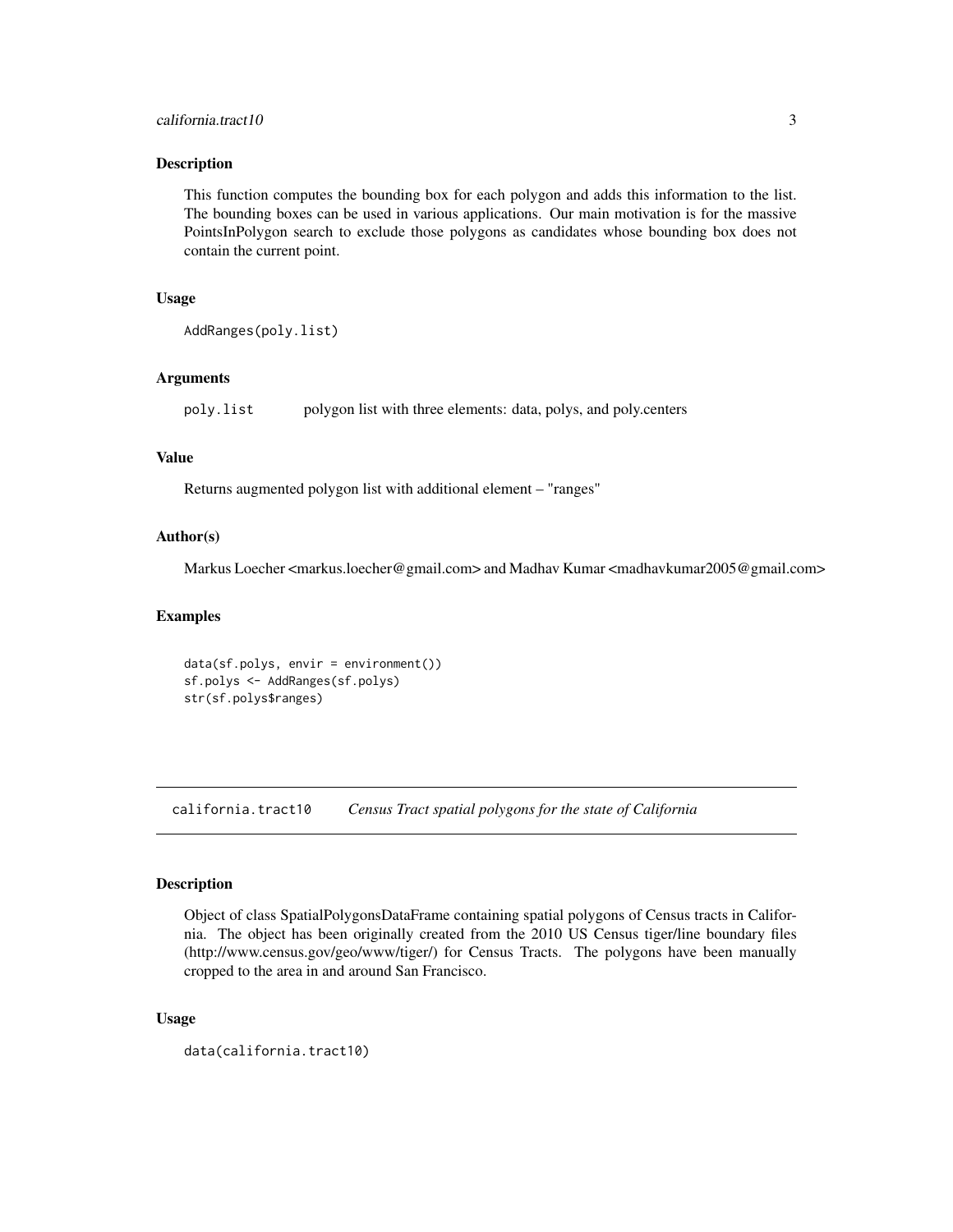### Description

This function computes the bounding box for each polygon and adds this information to the list. The bounding boxes can be used in various applications. Our main motivation is for the massive PointsInPolygon search to exclude those polygons as candidates whose bounding box does not contain the current point.

### Usage

```
AddRanges(poly.list)
```

### Arguments

| | |
|---|---|
| poly.list | polygon list with three elements: data, polys, and poly.centers |

### Value

Returns augmented polygon list with additional element – "ranges"

### Author(s)

Markus Loecher <markus.loecher@gmail.com> and Madhav Kumar <madhavkumar2005@gmail.com>

### Examples

```
data(sf.polys, envir = environment())
sf.polys <- AddRanges(sf.polys)
str(sf.polys$ranges)
```

---

## california.tract10 *Census Tract spatial polygons for the state of California*

---

### Description

Object of class SpatialPolygonsDataFrame containing spatial polygons of Census tracts in California. The object has been originally created from the 2010 US Census tiger/line boundary files (http://www.census.gov/geo/www/tiger/) for Census Tracts. The polygons have been manually cropped to the area in and around San Francisco.

### Usage

```
data(california.tract10)
```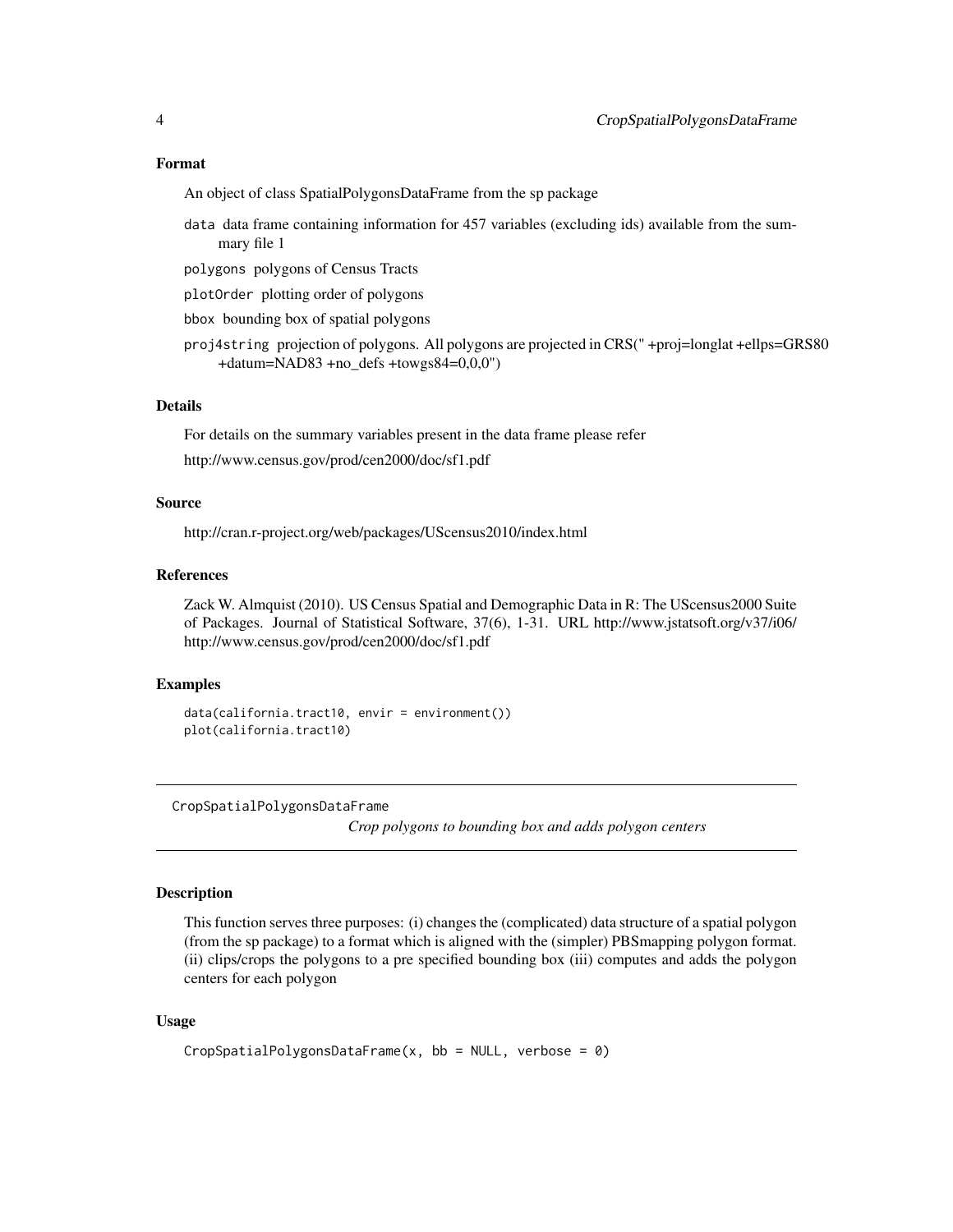### Format

An object of class SpatialPolygonsDataFrame from the sp package

- `data` data frame containing information for 457 variables (excluding ids) available from the summary file 1
- `polygons` polygons of Census Tracts
- `plotOrder` plotting order of polygons
- `bbox` bounding box of spatial polygons
- `proj4string` projection of polygons. All polygons are projected in CRS(" +proj=longlat +ellps=GRS80 +datum=NAD83 +no_defs +towgs84=0,0,0")

### Details

For details on the summary variables present in the data frame please refer

http://www.census.gov/prod/cen2000/doc/sf1.pdf

### Source

http://cran.r-project.org/web/packages/UScensus2010/index.html

### References

Zack W. Almquist (2010). US Census Spatial and Demographic Data in R: The UScensus2000 Suite of Packages. Journal of Statistical Software, 37(6), 1-31. URL http://www.jstatsoft.org/v37/i06/ http://www.census.gov/prod/cen2000/doc/sf1.pdf

### Examples

```
data(california.tract10, envir = environment())
plot(california.tract10)
```

---

## CropSpatialPolygonsDataFrame

*Crop polygons to bounding box and adds polygon centers*

---

### Description

This function serves three purposes: (i) changes the (complicated) data structure of a spatial polygon (from the sp package) to a format which is aligned with the (simpler) PBSmapping polygon format. (ii) clips/crops the polygons to a pre specified bounding box (iii) computes and adds the polygon centers for each polygon

### Usage

```
CropSpatialPolygonsDataFrame(x, bb = NULL, verbose = 0)
```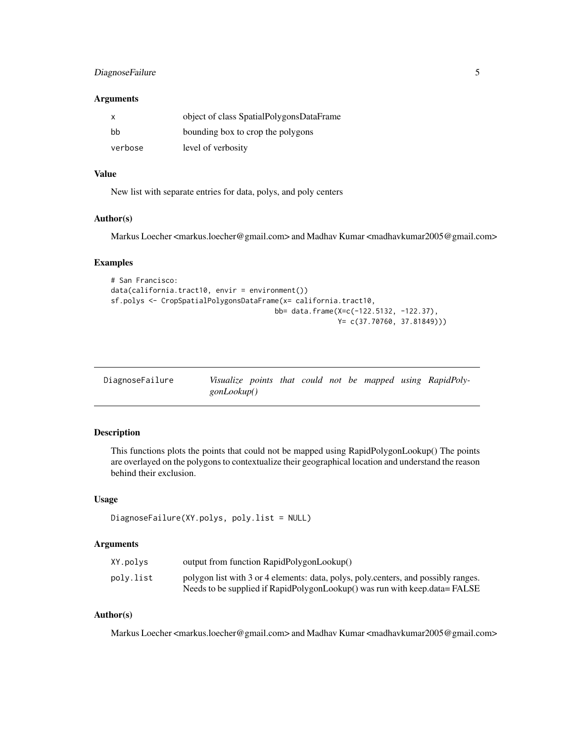### Arguments

| | |
|---|---|
| x | object of class SpatialPolygonsDataFrame |
| bb | bounding box to crop the polygons |
| verbose | level of verbosity |

### Value

New list with separate entries for data, polys, and poly centers

### Author(s)

Markus Loecher <markus.loecher@gmail.com> and Madhav Kumar <madhavkumar2005@gmail.com>

### Examples

```
# San Francisco:
data(california.tract10, envir = environment())
sf.polys <- CropSpatialPolygonsDataFrame(x= california.tract10,
                                        bb= data.frame(X=c(-122.5132, -122.37),
                                                       Y= c(37.70760, 37.81849)))
```

---

## DiagnoseFailure — *Visualize points that could not be mapped using RapidPolygonLookup()*

### Description

This functions plots the points that could not be mapped using RapidPolygonLookup() The points are overlayed on the polygons to contextualize their geographical location and understand the reason behind their exclusion.

### Usage

```
DiagnoseFailure(XY.polys, poly.list = NULL)
```

### Arguments

| | |
|---|---|
| XY.polys | output from function RapidPolygonLookup() |
| poly.list | polygon list with 3 or 4 elements: data, polys, poly.centers, and possibly ranges. Needs to be supplied if RapidPolygonLookup() was run with keep.data= FALSE |

### Author(s)

Markus Loecher <markus.loecher@gmail.com> and Madhav Kumar <madhavkumar2005@gmail.com>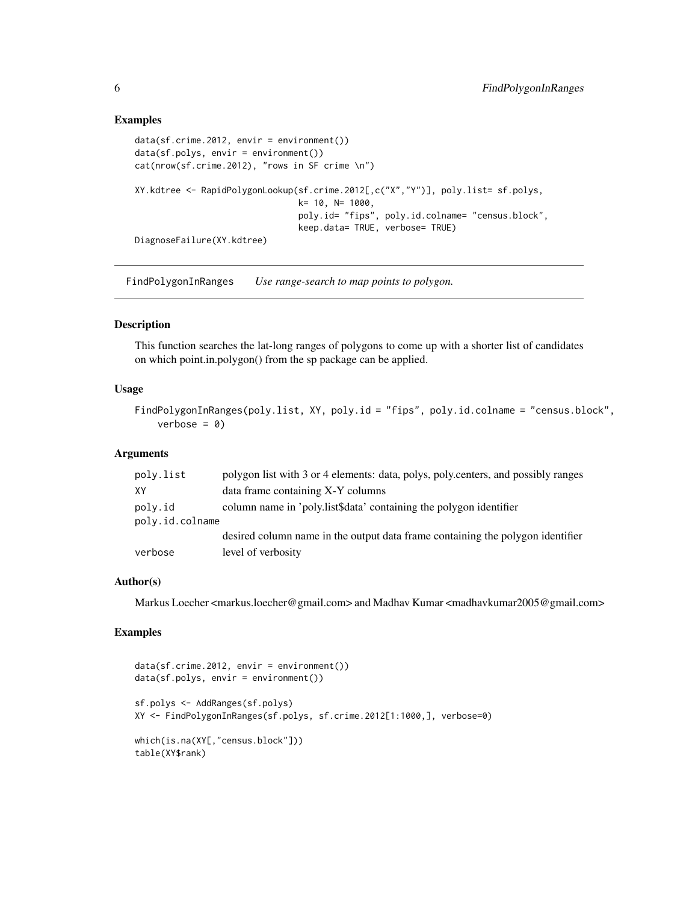## Examples

```
data(sf.crime.2012, envir = environment())
data(sf.polys, envir = environment())
cat(nrow(sf.crime.2012), "rows in SF crime \n")

XY.kdtree <- RapidPolygonLookup(sf.crime.2012[,c("X","Y")], poly.list= sf.polys,
                                k= 10, N= 1000,
                                poly.id= "fips", poly.id.colname= "census.block",
                                keep.data= TRUE, verbose= TRUE)
DiagnoseFailure(XY.kdtree)
```

---

# FindPolygonInRanges *Use range-search to map points to polygon.*

---

## Description

This function searches the lat-long ranges of polygons to come up with a shorter list of candidates on which point.in.polygon() from the sp package can be applied.

## Usage

```
FindPolygonInRanges(poly.list, XY, poly.id = "fips", poly.id.colname = "census.block",
    verbose = 0)
```

## Arguments

| | |
|---|---|
| poly.list | polygon list with 3 or 4 elements: data, polys, poly.centers, and possibly ranges |
| XY | data frame containing X-Y columns |
| poly.id | column name in 'poly.list$data' containing the polygon identifier |
| poly.id.colname | desired column name in the output data frame containing the polygon identifier |
| verbose | level of verbosity |

## Author(s)

Markus Loecher <markus.loecher@gmail.com> and Madhav Kumar <madhavkumar2005@gmail.com>

## Examples

```
data(sf.crime.2012, envir = environment())
data(sf.polys, envir = environment())

sf.polys <- AddRanges(sf.polys)
XY <- FindPolygonInRanges(sf.polys, sf.crime.2012[1:1000,], verbose=0)

which(is.na(XY[,"census.block"]))
table(XY$rank)
```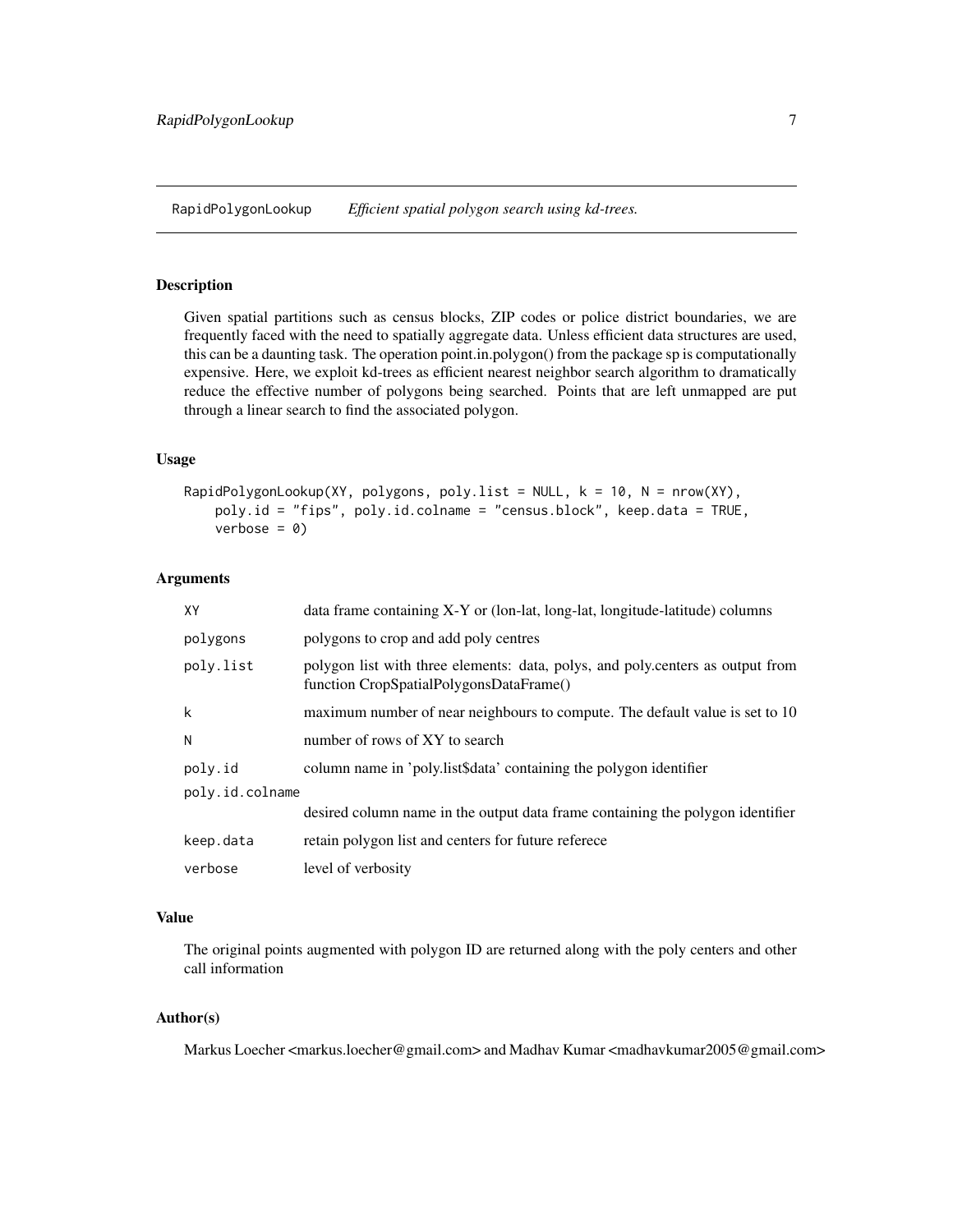RapidPolygonLookup *Efficient spatial polygon search using kd-trees.*

## Description

Given spatial partitions such as census blocks, ZIP codes or police district boundaries, we are frequently faced with the need to spatially aggregate data. Unless efficient data structures are used, this can be a daunting task. The operation point.in.polygon() from the package sp is computationally expensive. Here, we exploit kd-trees as efficient nearest neighbor search algorithm to dramatically reduce the effective number of polygons being searched. Points that are left unmapped are put through a linear search to find the associated polygon.

## Usage

```
RapidPolygonLookup(XY, polygons, poly.list = NULL, k = 10, N = nrow(XY),
    poly.id = "fips", poly.id.colname = "census.block", keep.data = TRUE,
    verbose = 0)
```

## Arguments

| | |
|---|---|
| `XY` | data frame containing X-Y or (lon-lat, long-lat, longitude-latitude) columns |
| `polygons` | polygons to crop and add poly centres |
| `poly.list` | polygon list with three elements: data, polys, and poly.centers as output from function CropSpatialPolygonsDataFrame() |
| `k` | maximum number of near neighbours to compute. The default value is set to 10 |
| `N` | number of rows of XY to search |
| `poly.id` | column name in 'poly.list$data' containing the polygon identifier |
| `poly.id.colname` | desired column name in the output data frame containing the polygon identifier |
| `keep.data` | retain polygon list and centers for future referece |
| `verbose` | level of verbosity |

## Value

The original points augmented with polygon ID are returned along with the poly centers and other call information

## Author(s)

Markus Loecher <markus.loecher@gmail.com> and Madhav Kumar <madhavkumar2005@gmail.com>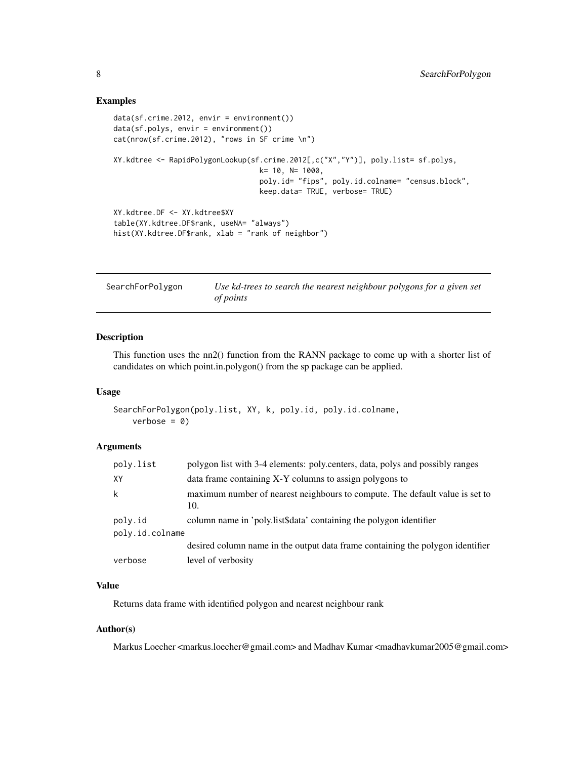## Examples

```
data(sf.crime.2012, envir = environment())
data(sf.polys, envir = environment())
cat(nrow(sf.crime.2012), "rows in SF crime \n")

XY.kdtree <- RapidPolygonLookup(sf.crime.2012[,c("X","Y")], poly.list= sf.polys,
                                k= 10, N= 1000,
                                poly.id= "fips", poly.id.colname= "census.block",
                                keep.data= TRUE, verbose= TRUE)

XY.kdtree.DF <- XY.kdtree$XY
table(XY.kdtree.DF$rank, useNA= "always")
hist(XY.kdtree.DF$rank, xlab = "rank of neighbor")
```

---

# SearchForPolygon — *Use kd-trees to search the nearest neighbour polygons for a given set of points*

---

## Description

This function uses the nn2() function from the RANN package to come up with a shorter list of candidates on which point.in.polygon() from the sp package can be applied.

## Usage

```
SearchForPolygon(poly.list, XY, k, poly.id, poly.id.colname,
    verbose = 0)
```

## Arguments

| Argument | Description |
|---|---|
| poly.list | polygon list with 3-4 elements: poly.centers, data, polys and possibly ranges |
| XY | data frame containing X-Y columns to assign polygons to |
| k | maximum number of nearest neighbours to compute. The default value is set to 10. |
| poly.id | column name in 'poly.list$data' containing the polygon identifier |
| poly.id.colname | desired column name in the output data frame containing the polygon identifier |
| verbose | level of verbosity |

## Value

Returns data frame with identified polygon and nearest neighbour rank

## Author(s)

Markus Loecher <markus.loecher@gmail.com> and Madhav Kumar <madhavkumar2005@gmail.com>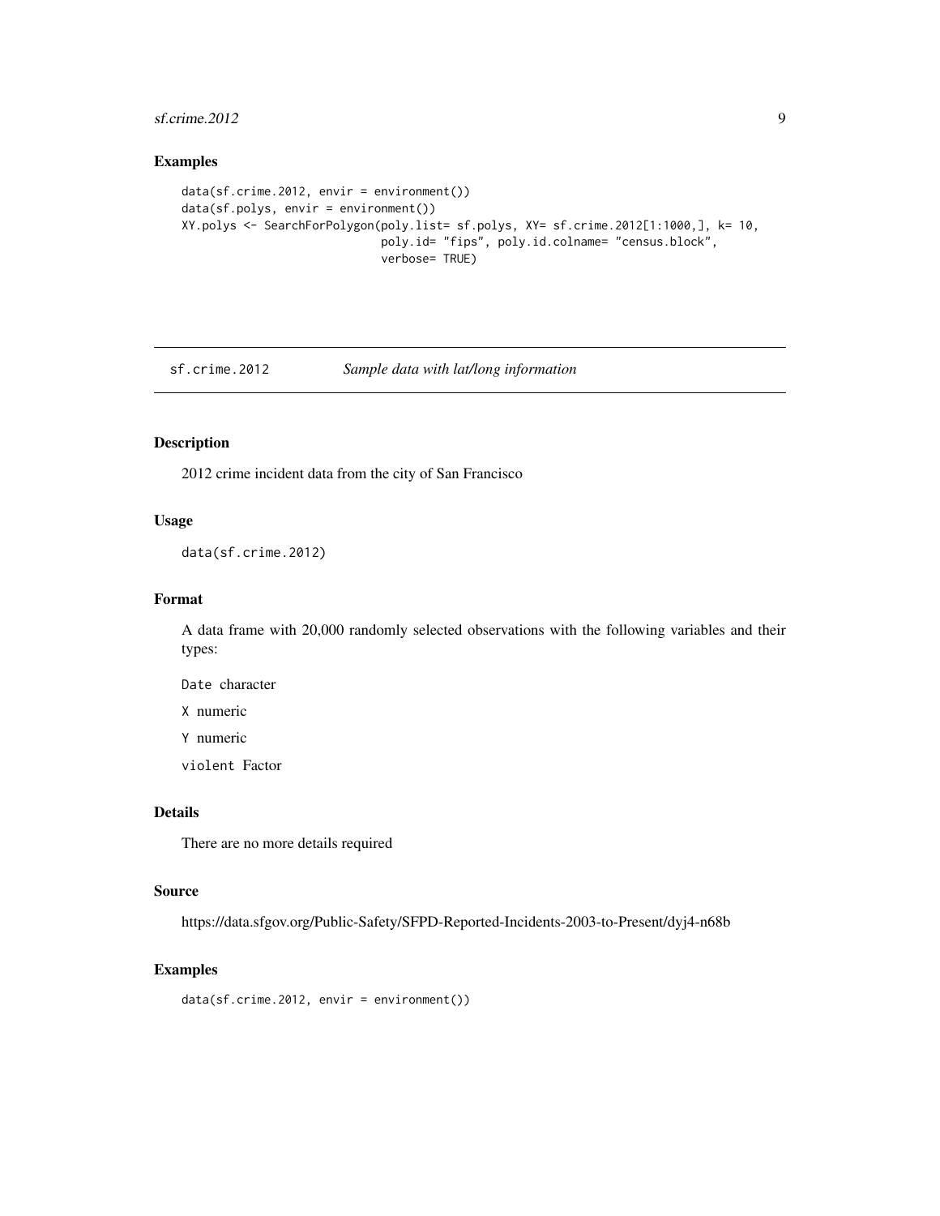## Examples

```
data(sf.crime.2012, envir = environment())
data(sf.polys, envir = environment())
XY.polys <- SearchForPolygon(poly.list= sf.polys, XY= sf.crime.2012[1:1000,], k= 10,
                             poly.id= "fips", poly.id.colname= "census.block",
                             verbose= TRUE)
```

---

`sf.crime.2012` *Sample data with lat/long information*

---

## Description

2012 crime incident data from the city of San Francisco

## Usage

```
data(sf.crime.2012)
```

## Format

A data frame with 20,000 randomly selected observations with the following variables and their types:

`Date` character

`X` numeric

`Y` numeric

`violent` Factor

## Details

There are no more details required

## Source

https://data.sfgov.org/Public-Safety/SFPD-Reported-Incidents-2003-to-Present/dyj4-n68b

## Examples

```
data(sf.crime.2012, envir = environment())
```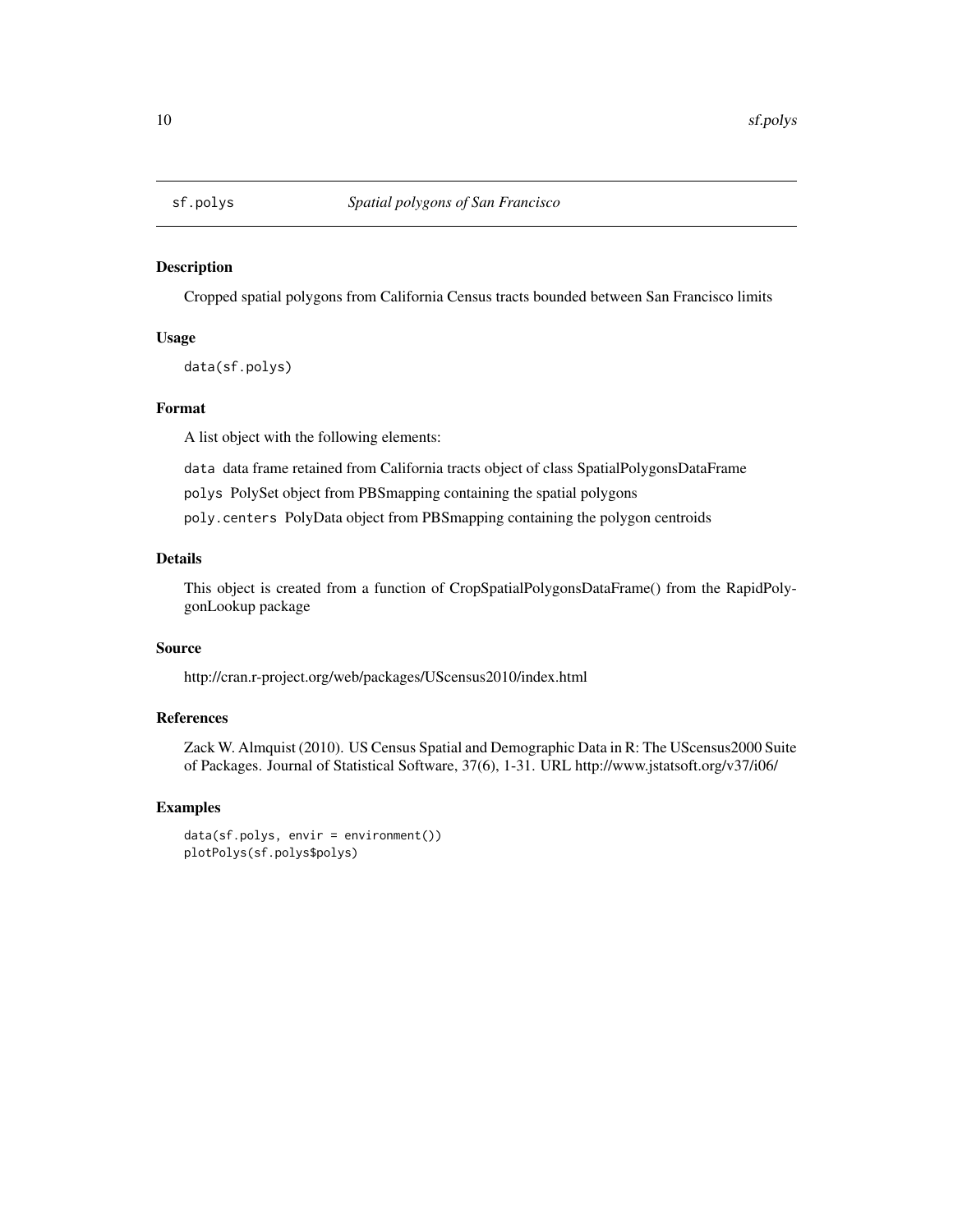# sf.polys — *Spatial polygons of San Francisco*

## Description

Cropped spatial polygons from California Census tracts bounded between San Francisco limits

## Usage

```
data(sf.polys)
```

## Format

A list object with the following elements:

`data` data frame retained from California tracts object of class SpatialPolygonsDataFrame

`polys` PolySet object from PBSmapping containing the spatial polygons

`poly.centers` PolyData object from PBSmapping containing the polygon centroids

## Details

This object is created from a function of CropSpatialPolygonsDataFrame() from the RapidPolygonLookup package

## Source

http://cran.r-project.org/web/packages/UScensus2010/index.html

## References

Zack W. Almquist (2010). US Census Spatial and Demographic Data in R: The UScensus2000 Suite of Packages. Journal of Statistical Software, 37(6), 1-31. URL http://www.jstatsoft.org/v37/i06/

## Examples

```
data(sf.polys, envir = environment())
plotPolys(sf.polys$polys)
```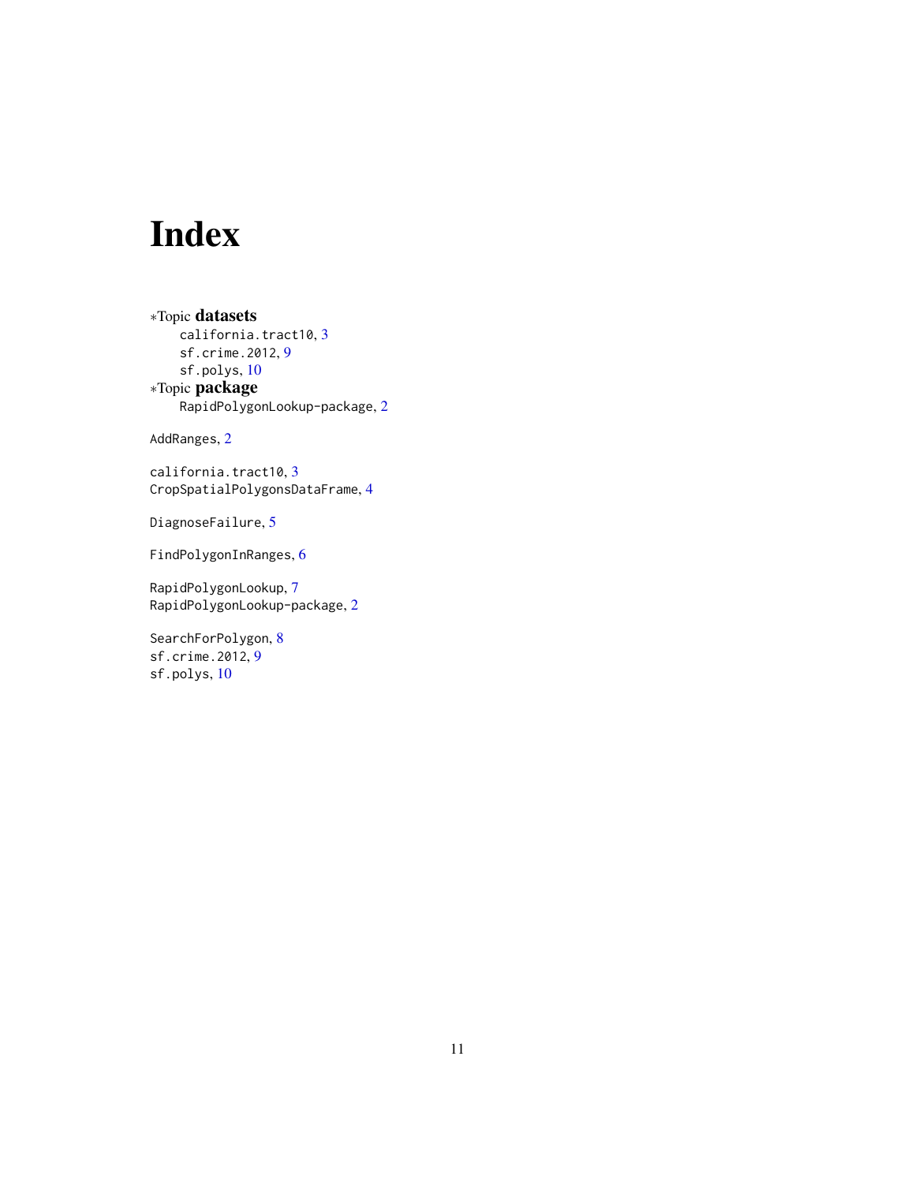# Index

*Topic **datasets**
  california.tract10, 3
  sf.crime.2012, 9
  sf.polys, 10

*Topic **package**
  RapidPolygonLookup-package, 2

AddRanges, 2

california.tract10, 3
CropSpatialPolygonsDataFrame, 4

DiagnoseFailure, 5

FindPolygonInRanges, 6

RapidPolygonLookup, 7
RapidPolygonLookup-package, 2

SearchForPolygon, 8
sf.crime.2012, 9
sf.polys, 10